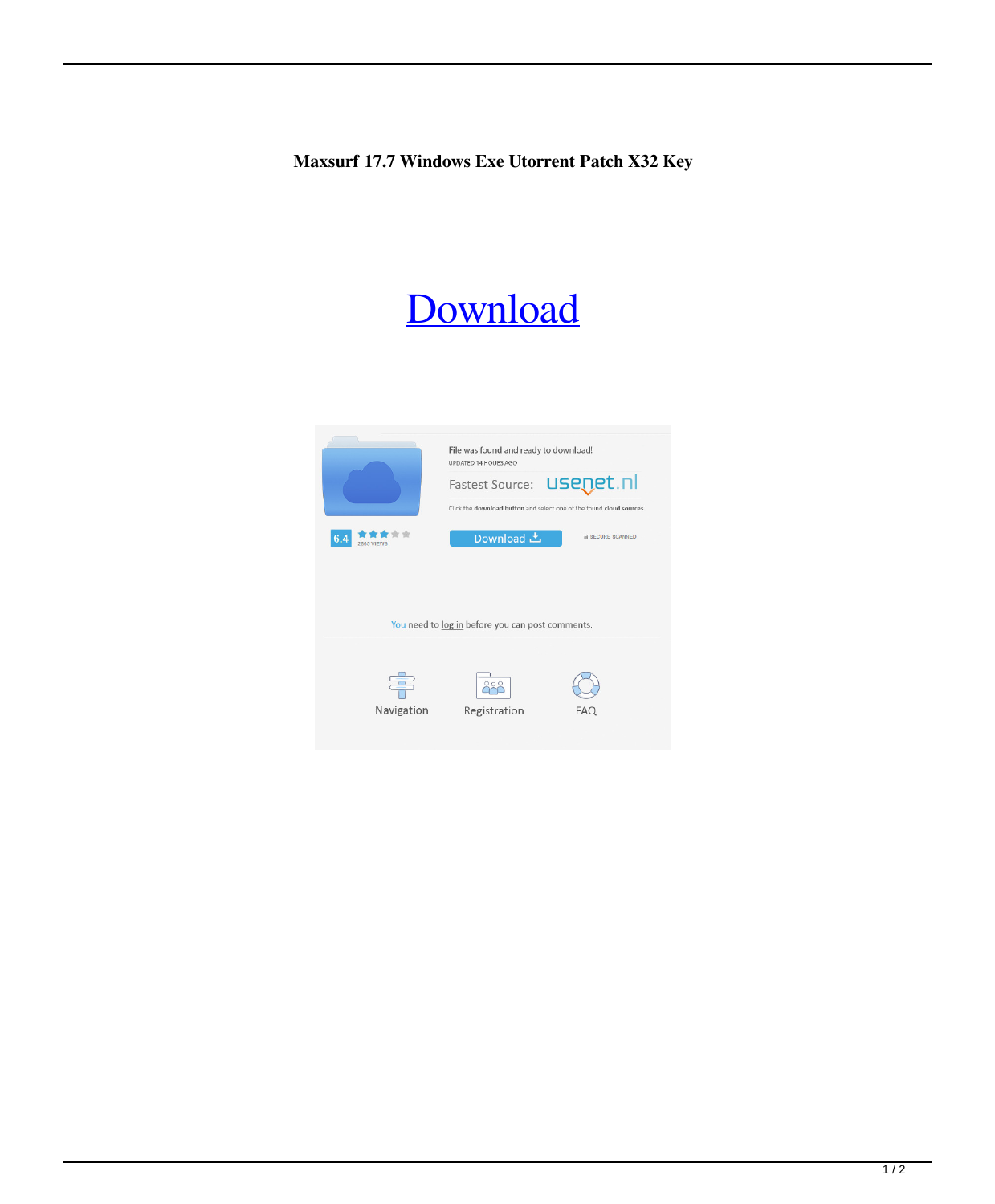**Maxsurf 17.7 Windows Exe Utorrent Patch X32 Key**

# Download

File was found and ready to download!

UPDATED 14 HOURS AGO

Fastest Source: usenet.nl

Click the download button and select one of the found cloud sources.

6.4

2868 VIEWS

Download

SECURE SCANNED

You need to log in before you can post comments.

Navigation

Registration

FAQ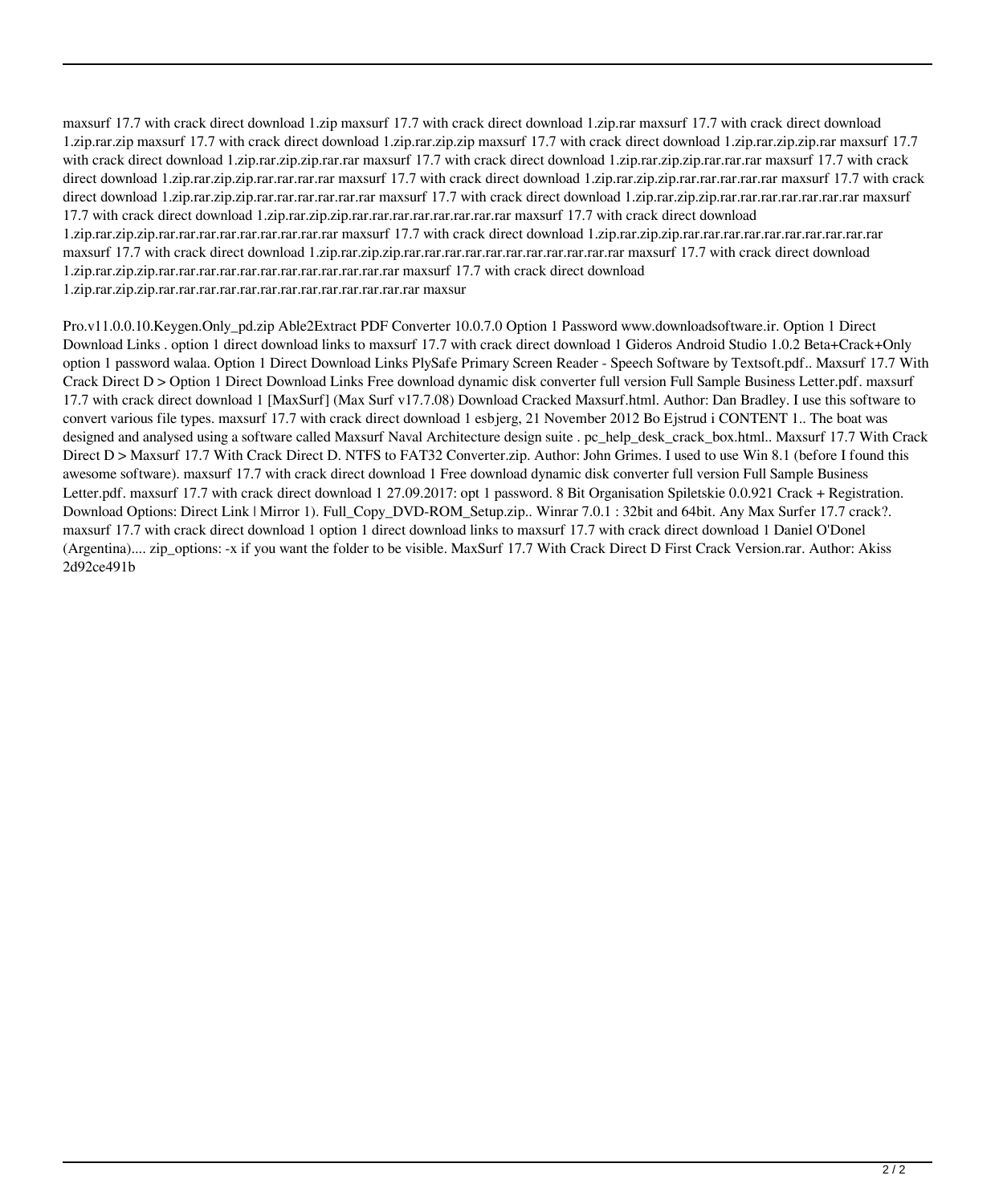maxsurf 17.7 with crack direct download 1.zip maxsurf 17.7 with crack direct download 1.zip.rar maxsurf 17.7 with crack direct download 1.zip.rar.zip maxsurf 17.7 with crack direct download 1.zip.rar.zip.zip maxsurf 17.7 with crack direct download 1.zip.rar.zip.zip.rar maxsurf 17.7 with crack direct download 1.zip.rar.zip.zip.rar.rar maxsurf 17.7 with crack direct download 1.zip.rar.zip.zip.rar.rar.rar maxsurf 17.7 with crack direct download 1.zip.rar.zip.zip.rar.rar.rar.rar maxsurf 17.7 with crack direct download 1.zip.rar.zip.zip.rar.rar.rar.rar.rar maxsurf 17.7 with crack direct download 1.zip.rar.zip.zip.rar.rar.rar.rar.rar.rar maxsurf 17.7 with crack direct download 1.zip.rar.zip.zip.rar.rar.rar.rar.rar.rar.rar maxsurf 17.7 with crack direct download 1.zip.rar.zip.zip.rar.rar.rar.rar.rar.rar.rar.rar maxsurf 17.7 with crack direct download 1.zip.rar.zip.zip.rar.rar.rar.rar.rar.rar.rar.rar.rar maxsurf 17.7 with crack direct download 1.zip.rar.zip.zip.rar.rar.rar.rar.rar.rar.rar.rar.rar.rar maxsurf 17.7 with crack direct download 1.zip.rar.zip.zip.rar.rar.rar.rar.rar.rar.rar.rar.rar.rar.rar maxsurf 17.7 with crack direct download 1.zip.rar.zip.zip.rar.rar.rar.rar.rar.rar.rar.rar.rar.rar.rar.rar.rar maxsur

Pro.v11.0.0.10.Keygen.Only_pd.zip Able2Extract PDF Converter 10.0.7.0 Option 1 Password www.downloadsoftware.ir. Option 1 Direct Download Links . option 1 direct download links to maxsurf 17.7 with crack direct download 1 Gideros Android Studio 1.0.2 Beta+Crack+Only option 1 password walaa. Option 1 Direct Download Links PlySafe Primary Screen Reader - Speech Software by Textsoft.pdf.. Maxsurf 17.7 With Crack Direct D > Option 1 Direct Download Links Free download dynamic disk converter full version Full Sample Business Letter.pdf. maxsurf 17.7 with crack direct download 1 [MaxSurf] (Max Surf v17.7.08) Download Cracked Maxsurf.html. Author: Dan Bradley. I use this software to convert various file types. maxsurf 17.7 with crack direct download 1 esbjerg, 21 November 2012 Bo Ejstrud i CONTENT 1.. The boat was designed and analysed using a software called Maxsurf Naval Architecture design suite . pc_help_desk_crack_box.html.. Maxsurf 17.7 With Crack Direct D > Maxsurf 17.7 With Crack Direct D. NTFS to FAT32 Converter.zip. Author: John Grimes. I used to use Win 8.1 (before I found this awesome software). maxsurf 17.7 with crack direct download 1 Free download dynamic disk converter full version Full Sample Business Letter.pdf. maxsurf 17.7 with crack direct download 1 27.09.2017: opt 1 password. 8 Bit Organisation Spiletskie 0.0.921 Crack + Registration. Download Options: Direct Link | Mirror 1). Full_Copy_DVD-ROM_Setup.zip.. Winrar 7.0.1 : 32bit and 64bit. Any Max Surfer 17.7 crack?. maxsurf 17.7 with crack direct download 1 option 1 direct download links to maxsurf 17.7 with crack direct download 1 Daniel O'Donel (Argentina).... zip_options: -x if you want the folder to be visible. MaxSurf 17.7 With Crack Direct D First Crack Version.rar. Author: Akiss 2d92ce491b